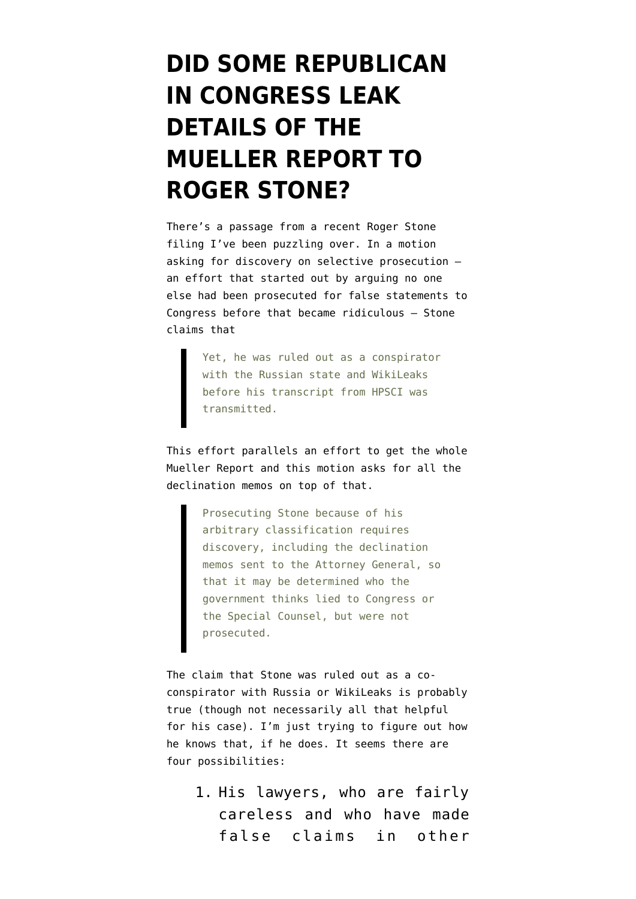# DID SOME REPUBLICAN IN CONGRESS LEAK DETAILS OF THE MUELLER REPORT TO ROGER STONE?

There's a passage from a recent Roger Stone filing I've been puzzling over. In a motion asking for discovery on selective prosecution — an effort that started out by arguing no one else had been prosecuted for false statements to Congress before that became ridiculous — Stone claims that

> Yet, he was ruled out as a conspirator with the Russian state and WikiLeaks before his transcript from HPSCI was transmitted.

This effort parallels an effort to get the whole Mueller Report and this motion asks for all the declination memos on top of that.

> Prosecuting Stone because of his arbitrary classification requires discovery, including the declination memos sent to the Attorney General, so that it may be determined who the government thinks lied to Congress or the Special Counsel, but were not prosecuted.

The claim that Stone was ruled out as a co-conspirator with Russia or WikiLeaks is probably true (though not necessarily all that helpful for his case). I'm just trying to figure out how he knows that, if he does. It seems there are four possibilities:

1. His lawyers, who are fairly careless and who have made false claims in other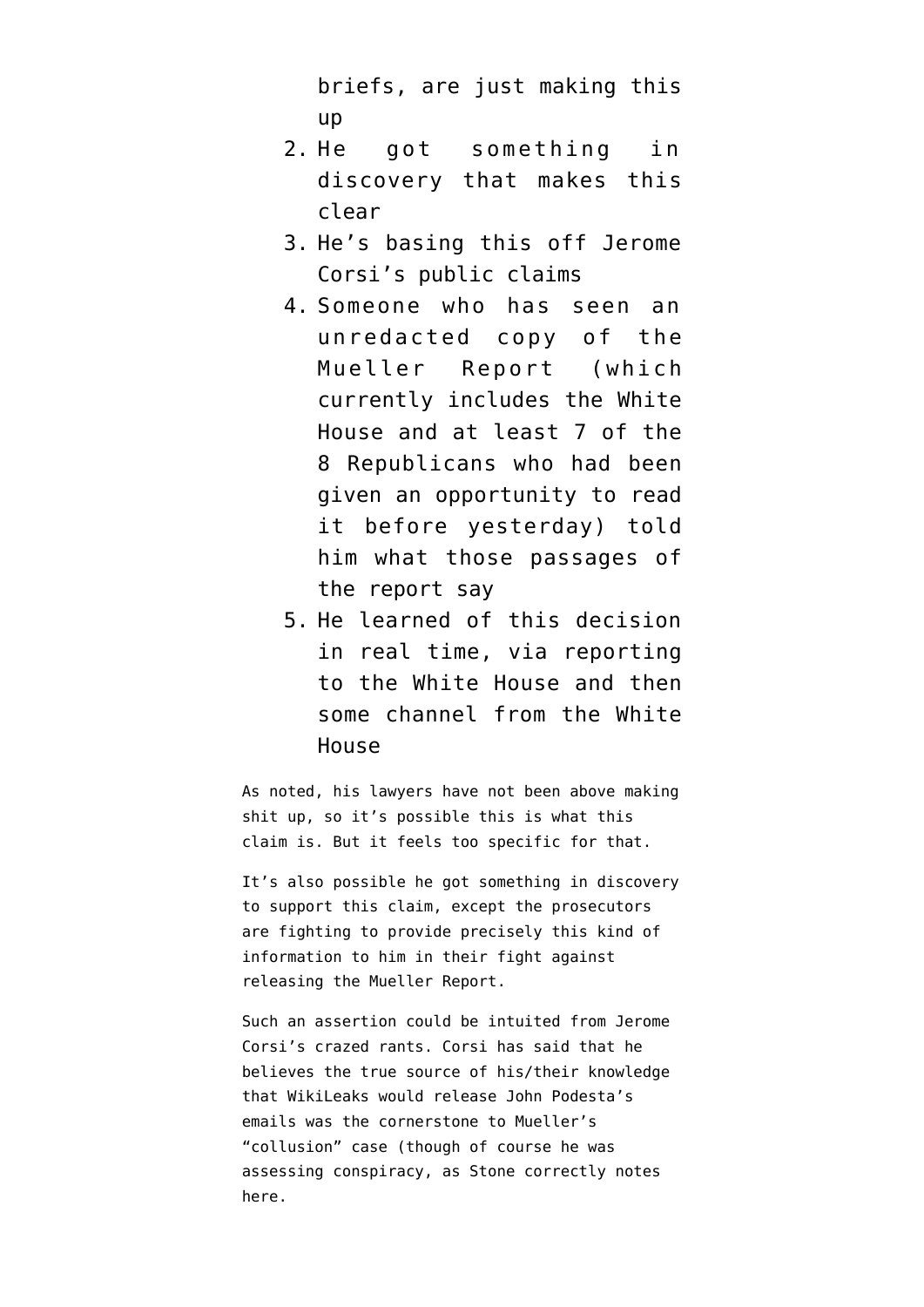briefs, are just making this up

2. He got something in discovery that makes this clear
3. He's basing this off Jerome Corsi's public claims
4. Someone who has seen an unredacted copy of the Mueller Report (which currently includes the White House and at least 7 of the 8 Republicans who had been given an opportunity to read it before yesterday) told him what those passages of the report say
5. He learned of this decision in real time, via reporting to the White House and then some channel from the White House

As noted, his lawyers have not been above making shit up, so it's possible this is what this claim is. But it feels too specific for that.

It's also possible he got something in discovery to support this claim, except the prosecutors are fighting to provide precisely this kind of information to him in their fight against releasing the Mueller Report.

Such an assertion could be intuited from Jerome Corsi's crazed rants. Corsi has said that he believes the true source of his/their knowledge that WikiLeaks would release John Podesta's emails was the cornerstone to Mueller's "collusion" case (though of course he was assessing conspiracy, as Stone correctly notes here.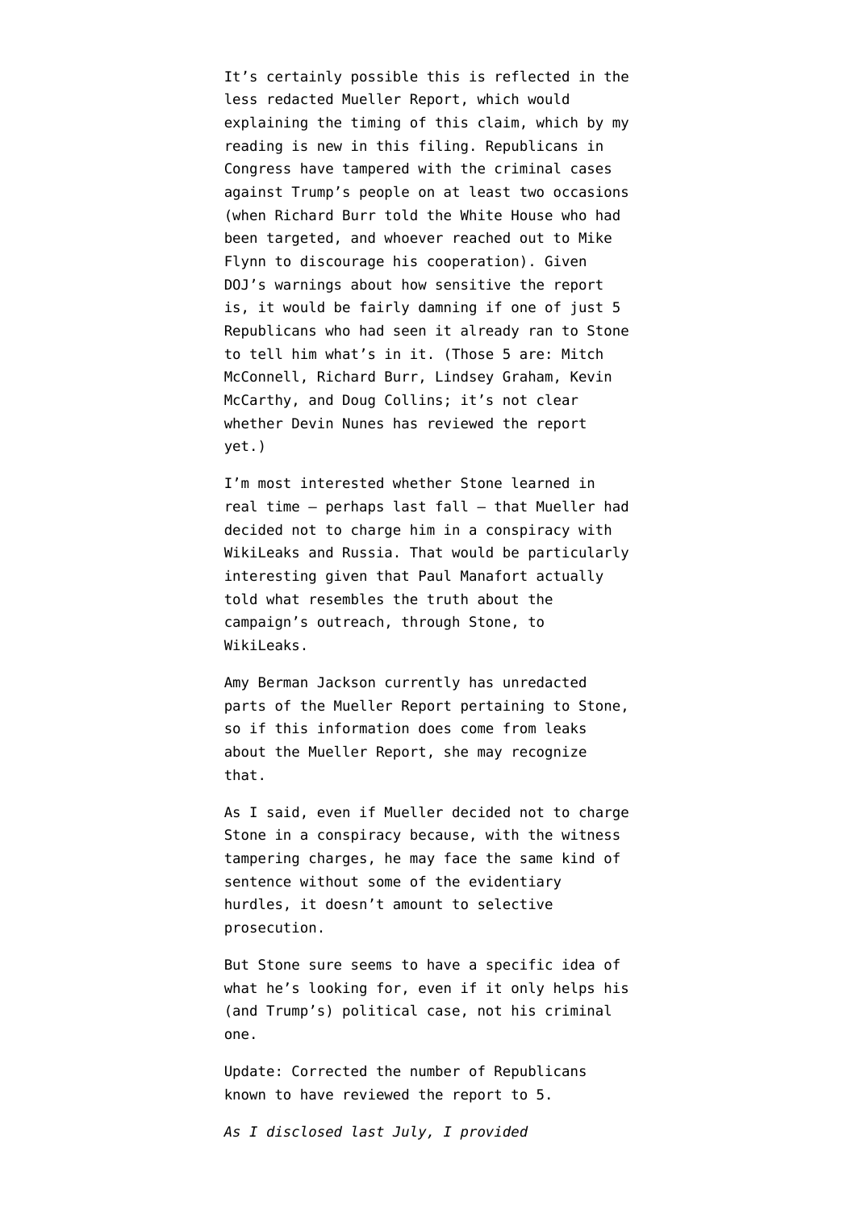It's certainly possible this is reflected in the less redacted Mueller Report, which would explaining the timing of this claim, which by my reading is new in this filing. Republicans in Congress have tampered with the criminal cases against Trump's people on at least two occasions (when Richard Burr told the White House who had been targeted, and whoever reached out to Mike Flynn to discourage his cooperation). Given DOJ's warnings about how sensitive the report is, it would be fairly damning if one of just 5 Republicans who had seen it already ran to Stone to tell him what's in it. (Those 5 are: Mitch McConnell, Richard Burr, Lindsey Graham, Kevin McCarthy, and Doug Collins; it's not clear whether Devin Nunes has reviewed the report yet.)

I'm most interested whether Stone learned in real time — perhaps last fall — that Mueller had decided not to charge him in a conspiracy with WikiLeaks and Russia. That would be particularly interesting given that Paul Manafort actually told what resembles the truth about the campaign's outreach, through Stone, to WikiLeaks.

Amy Berman Jackson currently has unredacted parts of the Mueller Report pertaining to Stone, so if this information does come from leaks about the Mueller Report, she may recognize that.

As I said, even if Mueller decided not to charge Stone in a conspiracy because, with the witness tampering charges, he may face the same kind of sentence without some of the evidentiary hurdles, it doesn't amount to selective prosecution.

But Stone sure seems to have a specific idea of what he's looking for, even if it only helps his (and Trump's) political case, not his criminal one.

Update: Corrected the number of Republicans known to have reviewed the report to 5.

*As I disclosed last July, I provided*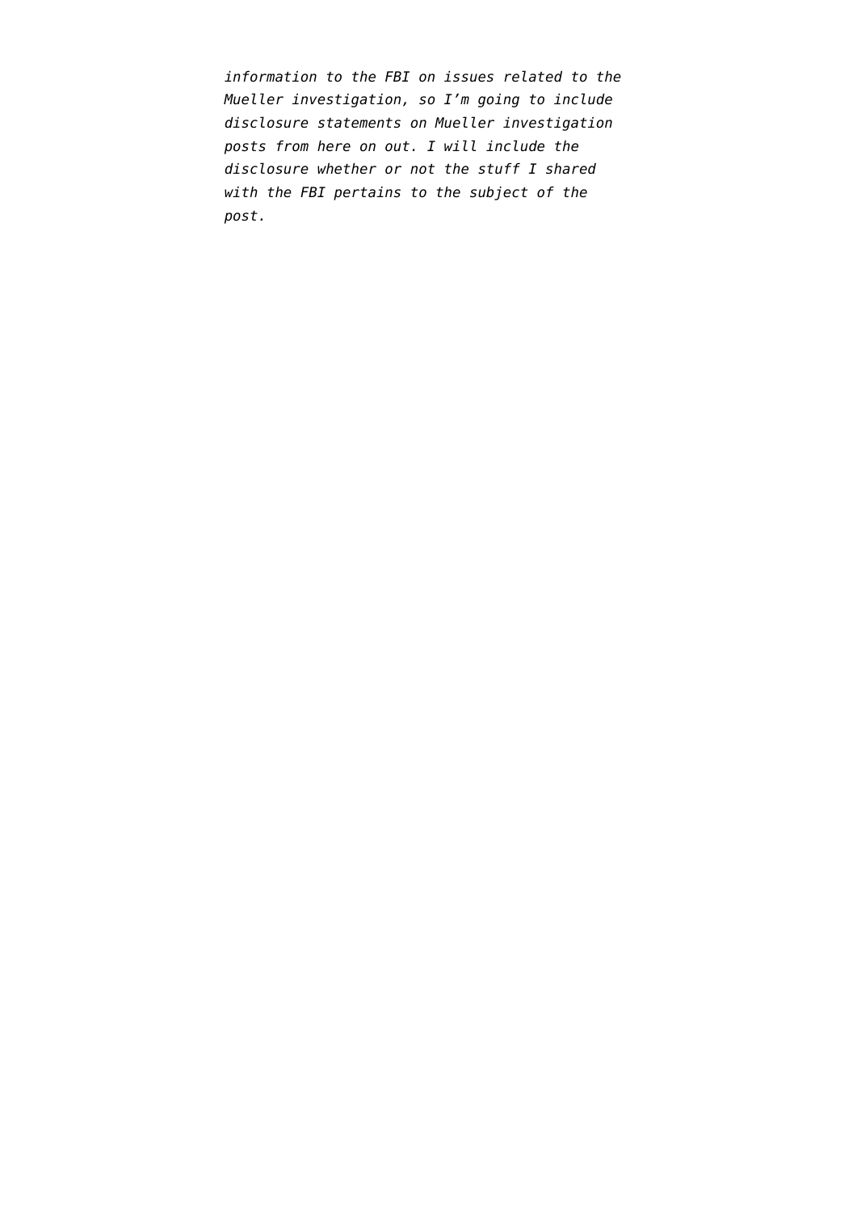*information to the FBI on issues related to the Mueller investigation, so I'm going to include disclosure statements on Mueller investigation posts from here on out. I will include the disclosure whether or not the stuff I shared with the FBI pertains to the subject of the post.*